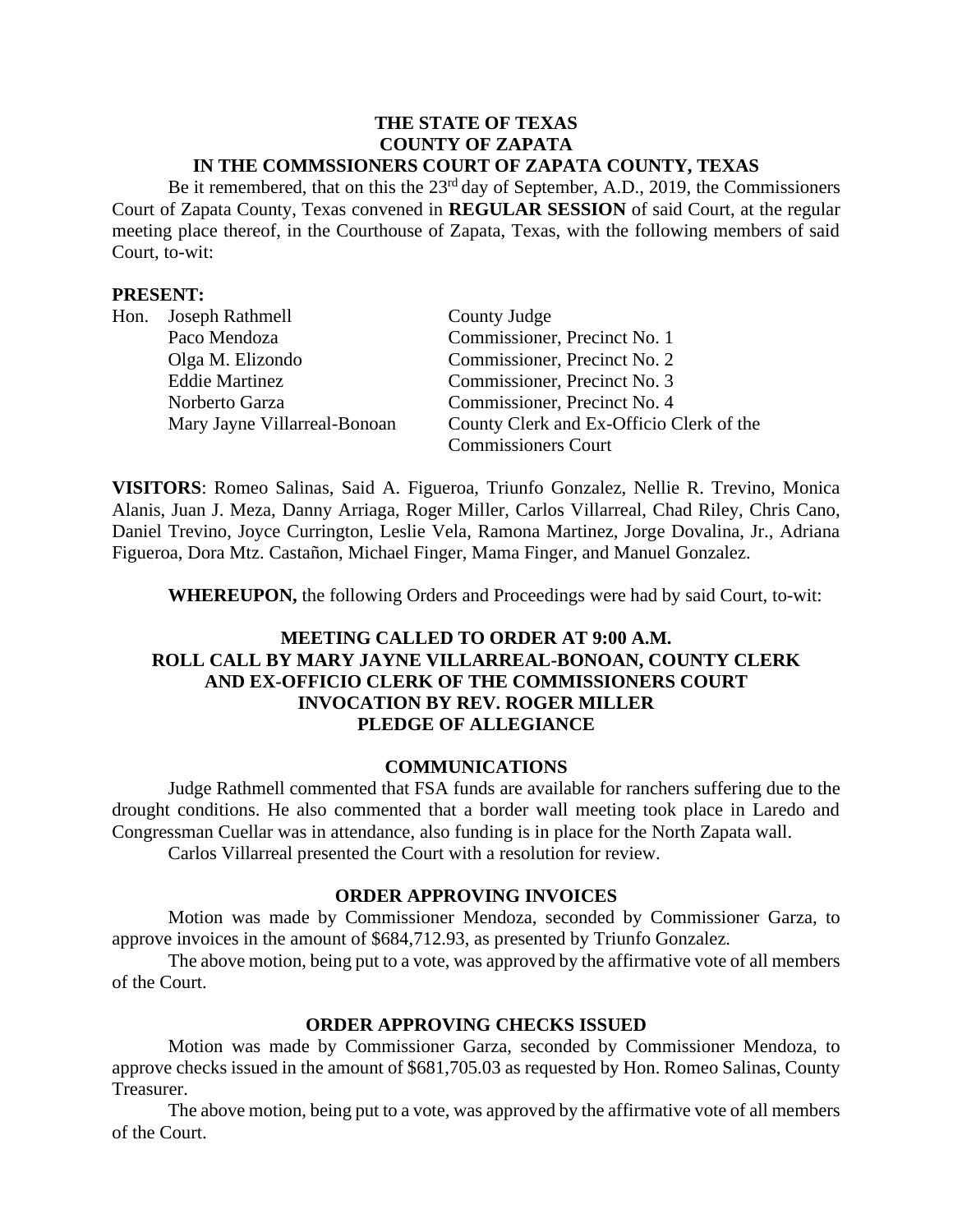**THE STATE OF TEXAS**
**COUNTY OF ZAPATA**
**IN THE COMMSSIONERS COURT OF ZAPATA COUNTY, TEXAS**

Be it remembered, that on this the 23rd day of September, A.D., 2019, the Commissioners Court of Zapata County, Texas convened in **REGULAR SESSION** of said Court, at the regular meeting place thereof, in the Courthouse of Zapata, Texas, with the following members of said Court, to-wit:

**PRESENT:**

| | | |
|---|---|---|
| Hon. | Joseph Rathmell | County Judge |
| | Paco Mendoza | Commissioner, Precinct No. 1 |
| | Olga M. Elizondo | Commissioner, Precinct No. 2 |
| | Eddie Martinez | Commissioner, Precinct No. 3 |
| | Norberto Garza | Commissioner, Precinct No. 4 |
| | Mary Jayne Villarreal-Bonoan | County Clerk and Ex-Officio Clerk of the Commissioners Court |

**VISITORS**: Romeo Salinas, Said A. Figueroa, Triunfo Gonzalez, Nellie R. Trevino, Monica Alanis, Juan J. Meza, Danny Arriaga, Roger Miller, Carlos Villarreal, Chad Riley, Chris Cano, Daniel Trevino, Joyce Currington, Leslie Vela, Ramona Martinez, Jorge Dovalina, Jr., Adriana Figueroa, Dora Mtz. Castañon, Michael Finger, Mama Finger, and Manuel Gonzalez.

**WHEREUPON,** the following Orders and Proceedings were had by said Court, to-wit:

**MEETING CALLED TO ORDER AT 9:00 A.M.**
**ROLL CALL BY MARY JAYNE VILLARREAL-BONOAN, COUNTY CLERK AND EX-OFFICIO CLERK OF THE COMMISSIONERS COURT**
**INVOCATION BY REV. ROGER MILLER**
**PLEDGE OF ALLEGIANCE**

## COMMUNICATIONS

Judge Rathmell commented that FSA funds are available for ranchers suffering due to the drought conditions. He also commented that a border wall meeting took place in Laredo and Congressman Cuellar was in attendance, also funding is in place for the North Zapata wall.

Carlos Villarreal presented the Court with a resolution for review.

## ORDER APPROVING INVOICES

Motion was made by Commissioner Mendoza, seconded by Commissioner Garza, to approve invoices in the amount of $684,712.93, as presented by Triunfo Gonzalez.

The above motion, being put to a vote, was approved by the affirmative vote of all members of the Court.

## ORDER APPROVING CHECKS ISSUED

Motion was made by Commissioner Garza, seconded by Commissioner Mendoza, to approve checks issued in the amount of $681,705.03 as requested by Hon. Romeo Salinas, County Treasurer.

The above motion, being put to a vote, was approved by the affirmative vote of all members of the Court.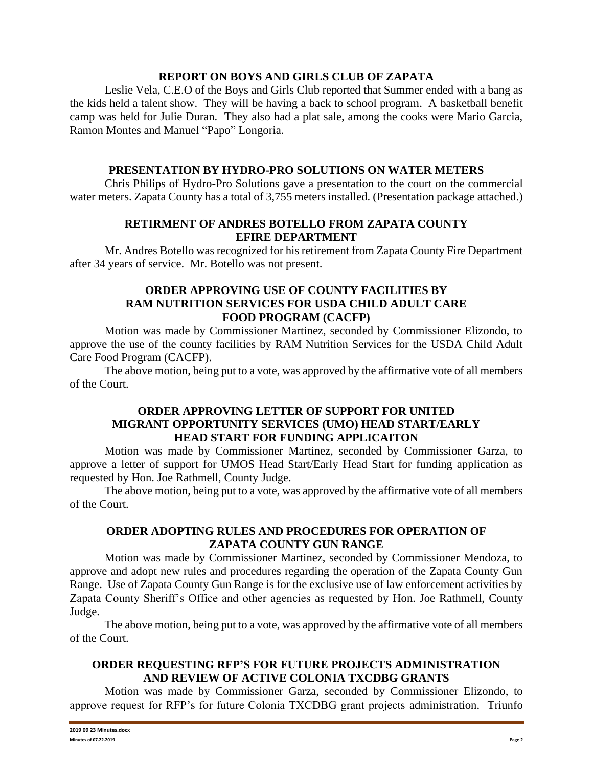**REPORT ON BOYS AND GIRLS CLUB OF ZAPATA**

Leslie Vela, C.E.O of the Boys and Girls Club reported that Summer ended with a bang as the kids held a talent show. They will be having a back to school program. A basketball benefit camp was held for Julie Duran. They also had a plat sale, among the cooks were Mario Garcia, Ramon Montes and Manuel "Papo" Longoria.

**PRESENTATION BY HYDRO-PRO SOLUTIONS ON WATER METERS**

Chris Philips of Hydro-Pro Solutions gave a presentation to the court on the commercial water meters. Zapata County has a total of 3,755 meters installed. (Presentation package attached.)

**RETIRMENT OF ANDRES BOTELLO FROM ZAPATA COUNTY EFIRE DEPARTMENT**

Mr. Andres Botello was recognized for his retirement from Zapata County Fire Department after 34 years of service. Mr. Botello was not present.

**ORDER APPROVING USE OF COUNTY FACILITIES BY RAM NUTRITION SERVICES FOR USDA CHILD ADULT CARE FOOD PROGRAM (CACFP)**

Motion was made by Commissioner Martinez, seconded by Commissioner Elizondo, to approve the use of the county facilities by RAM Nutrition Services for the USDA Child Adult Care Food Program (CACFP).

The above motion, being put to a vote, was approved by the affirmative vote of all members of the Court.

**ORDER APPROVING LETTER OF SUPPORT FOR UNITED MIGRANT OPPORTUNITY SERVICES (UMO) HEAD START/EARLY HEAD START FOR FUNDING APPLICAITON**

Motion was made by Commissioner Martinez, seconded by Commissioner Garza, to approve a letter of support for UMOS Head Start/Early Head Start for funding application as requested by Hon. Joe Rathmell, County Judge.

The above motion, being put to a vote, was approved by the affirmative vote of all members of the Court.

**ORDER ADOPTING RULES AND PROCEDURES FOR OPERATION OF ZAPATA COUNTY GUN RANGE**

Motion was made by Commissioner Martinez, seconded by Commissioner Mendoza, to approve and adopt new rules and procedures regarding the operation of the Zapata County Gun Range. Use of Zapata County Gun Range is for the exclusive use of law enforcement activities by Zapata County Sheriff's Office and other agencies as requested by Hon. Joe Rathmell, County Judge.

The above motion, being put to a vote, was approved by the affirmative vote of all members of the Court.

**ORDER REQUESTING RFP'S FOR FUTURE PROJECTS ADMINISTRATION AND REVIEW OF ACTIVE COLONIA TXCDBG GRANTS**

Motion was made by Commissioner Garza, seconded by Commissioner Elizondo, to approve request for RFP's for future Colonia TXCDBG grant projects administration. Triunfo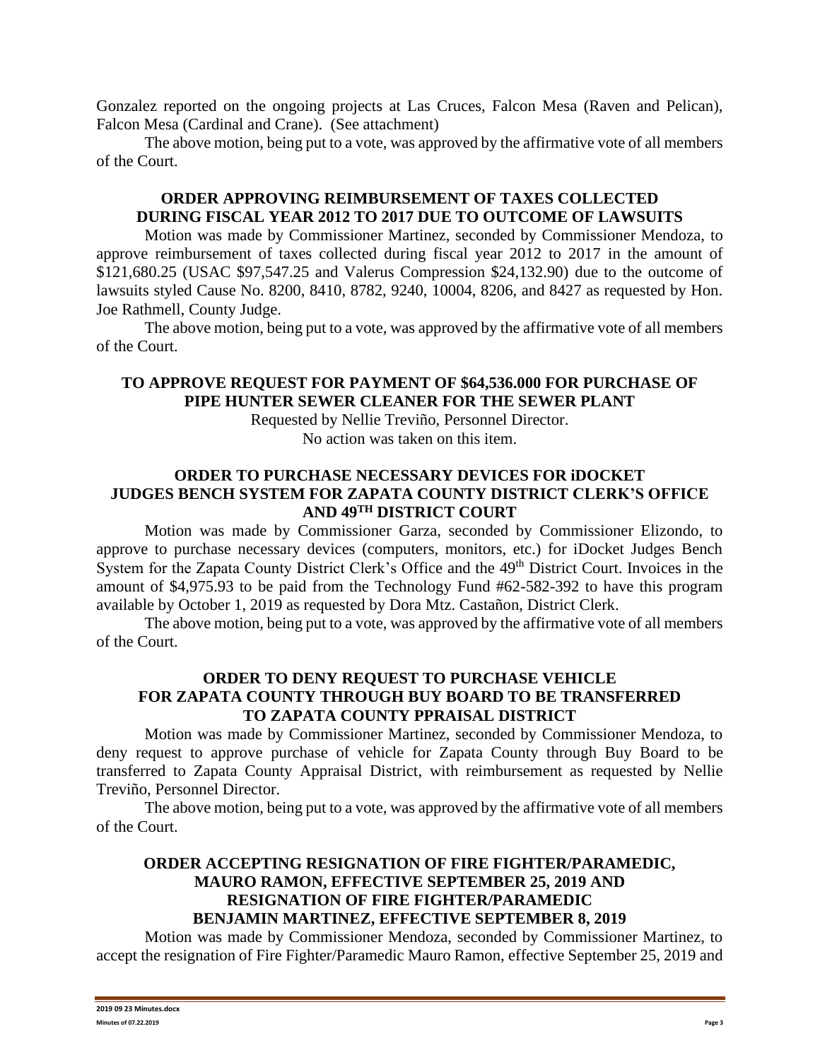Gonzalez reported on the ongoing projects at Las Cruces, Falcon Mesa (Raven and Pelican), Falcon Mesa (Cardinal and Crane). (See attachment)

The above motion, being put to a vote, was approved by the affirmative vote of all members of the Court.

## ORDER APPROVING REIMBURSEMENT OF TAXES COLLECTED DURING FISCAL YEAR 2012 TO 2017 DUE TO OUTCOME OF LAWSUITS

Motion was made by Commissioner Martinez, seconded by Commissioner Mendoza, to approve reimbursement of taxes collected during fiscal year 2012 to 2017 in the amount of $121,680.25 (USAC $97,547.25 and Valerus Compression $24,132.90) due to the outcome of lawsuits styled Cause No. 8200, 8410, 8782, 9240, 10004, 8206, and 8427 as requested by Hon. Joe Rathmell, County Judge.

The above motion, being put to a vote, was approved by the affirmative vote of all members of the Court.

## TO APPROVE REQUEST FOR PAYMENT OF $64,536.000 FOR PURCHASE OF PIPE HUNTER SEWER CLEANER FOR THE SEWER PLANT

Requested by Nellie Treviño, Personnel Director.
No action was taken on this item.

## ORDER TO PURCHASE NECESSARY DEVICES FOR iDOCKET JUDGES BENCH SYSTEM FOR ZAPATA COUNTY DISTRICT CLERK'S OFFICE AND 49TH DISTRICT COURT

Motion was made by Commissioner Garza, seconded by Commissioner Elizondo, to approve to purchase necessary devices (computers, monitors, etc.) for iDocket Judges Bench System for the Zapata County District Clerk's Office and the 49th District Court. Invoices in the amount of $4,975.93 to be paid from the Technology Fund #62-582-392 to have this program available by October 1, 2019 as requested by Dora Mtz. Castañon, District Clerk.

The above motion, being put to a vote, was approved by the affirmative vote of all members of the Court.

## ORDER TO DENY REQUEST TO PURCHASE VEHICLE FOR ZAPATA COUNTY THROUGH BUY BOARD TO BE TRANSFERRED TO ZAPATA COUNTY PPRAISAL DISTRICT

Motion was made by Commissioner Martinez, seconded by Commissioner Mendoza, to deny request to approve purchase of vehicle for Zapata County through Buy Board to be transferred to Zapata County Appraisal District, with reimbursement as requested by Nellie Treviño, Personnel Director.

The above motion, being put to a vote, was approved by the affirmative vote of all members of the Court.

## ORDER ACCEPTING RESIGNATION OF FIRE FIGHTER/PARAMEDIC, MAURO RAMON, EFFECTIVE SEPTEMBER 25, 2019 AND RESIGNATION OF FIRE FIGHTER/PARAMEDIC BENJAMIN MARTINEZ, EFFECTIVE SEPTEMBER 8, 2019

Motion was made by Commissioner Mendoza, seconded by Commissioner Martinez, to accept the resignation of Fire Fighter/Paramedic Mauro Ramon, effective September 25, 2019 and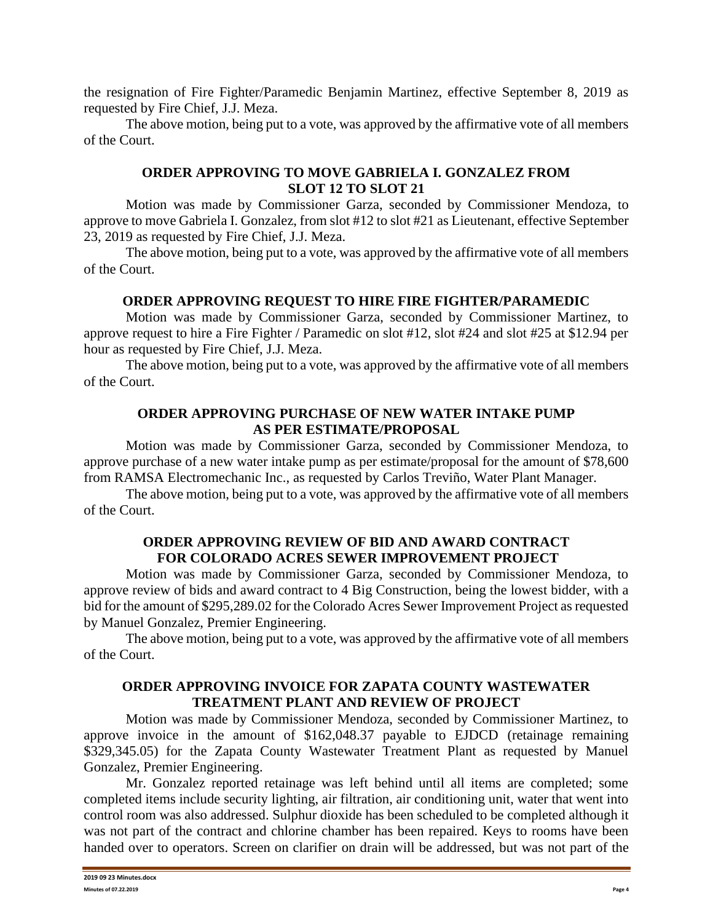the resignation of Fire Fighter/Paramedic Benjamin Martinez, effective September 8, 2019 as requested by Fire Chief, J.J. Meza.

The above motion, being put to a vote, was approved by the affirmative vote of all members of the Court.

**ORDER APPROVING TO MOVE GABRIELA I. GONZALEZ FROM SLOT 12 TO SLOT 21**

Motion was made by Commissioner Garza, seconded by Commissioner Mendoza, to approve to move Gabriela I. Gonzalez, from slot #12 to slot #21 as Lieutenant, effective September 23, 2019 as requested by Fire Chief, J.J. Meza.

The above motion, being put to a vote, was approved by the affirmative vote of all members of the Court.

**ORDER APPROVING REQUEST TO HIRE FIRE FIGHTER/PARAMEDIC**

Motion was made by Commissioner Garza, seconded by Commissioner Martinez, to approve request to hire a Fire Fighter / Paramedic on slot #12, slot #24 and slot #25 at $12.94 per hour as requested by Fire Chief, J.J. Meza.

The above motion, being put to a vote, was approved by the affirmative vote of all members of the Court.

**ORDER APPROVING PURCHASE OF NEW WATER INTAKE PUMP AS PER ESTIMATE/PROPOSAL**

Motion was made by Commissioner Garza, seconded by Commissioner Mendoza, to approve purchase of a new water intake pump as per estimate/proposal for the amount of $78,600 from RAMSA Electromechanic Inc., as requested by Carlos Treviño, Water Plant Manager.

The above motion, being put to a vote, was approved by the affirmative vote of all members of the Court.

**ORDER APPROVING REVIEW OF BID AND AWARD CONTRACT FOR COLORADO ACRES SEWER IMPROVEMENT PROJECT**

Motion was made by Commissioner Garza, seconded by Commissioner Mendoza, to approve review of bids and award contract to 4 Big Construction, being the lowest bidder, with a bid for the amount of $295,289.02 for the Colorado Acres Sewer Improvement Project as requested by Manuel Gonzalez, Premier Engineering.

The above motion, being put to a vote, was approved by the affirmative vote of all members of the Court.

**ORDER APPROVING INVOICE FOR ZAPATA COUNTY WASTEWATER TREATMENT PLANT AND REVIEW OF PROJECT**

Motion was made by Commissioner Mendoza, seconded by Commissioner Martinez, to approve invoice in the amount of $162,048.37 payable to EJDCD (retainage remaining $329,345.05) for the Zapata County Wastewater Treatment Plant as requested by Manuel Gonzalez, Premier Engineering.

Mr. Gonzalez reported retainage was left behind until all items are completed; some completed items include security lighting, air filtration, air conditioning unit, water that went into control room was also addressed. Sulphur dioxide has been scheduled to be completed although it was not part of the contract and chlorine chamber has been repaired. Keys to rooms have been handed over to operators. Screen on clarifier on drain will be addressed, but was not part of the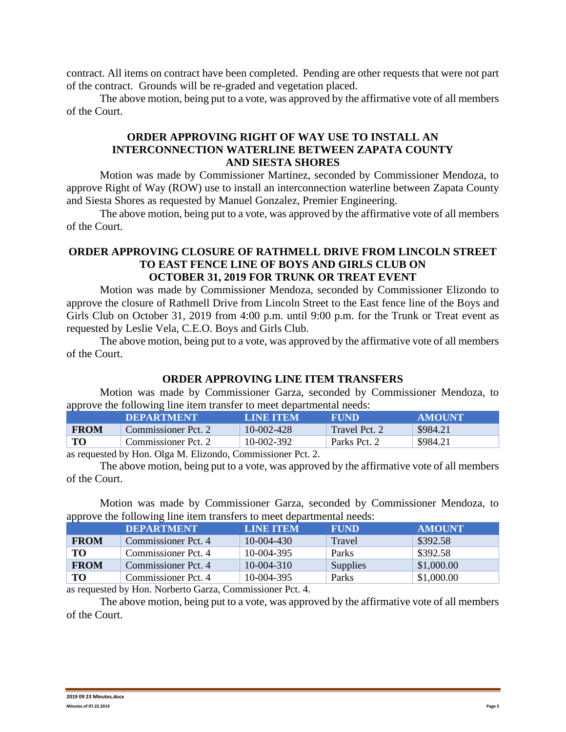contract. All items on contract have been completed. Pending are other requests that were not part of the contract. Grounds will be re-graded and vegetation placed.

The above motion, being put to a vote, was approved by the affirmative vote of all members of the Court.

**ORDER APPROVING RIGHT OF WAY USE TO INSTALL AN INTERCONNECTION WATERLINE BETWEEN ZAPATA COUNTY AND SIESTA SHORES**

Motion was made by Commissioner Martinez, seconded by Commissioner Mendoza, to approve Right of Way (ROW) use to install an interconnection waterline between Zapata County and Siesta Shores as requested by Manuel Gonzalez, Premier Engineering.

The above motion, being put to a vote, was approved by the affirmative vote of all members of the Court.

**ORDER APPROVING CLOSURE OF RATHMELL DRIVE FROM LINCOLN STREET TO EAST FENCE LINE OF BOYS AND GIRLS CLUB ON OCTOBER 31, 2019 FOR TRUNK OR TREAT EVENT**

Motion was made by Commissioner Mendoza, seconded by Commissioner Elizondo to approve the closure of Rathmell Drive from Lincoln Street to the East fence line of the Boys and Girls Club on October 31, 2019 from 4:00 p.m. until 9:00 p.m. for the Trunk or Treat event as requested by Leslie Vela, C.E.O. Boys and Girls Club.

The above motion, being put to a vote, was approved by the affirmative vote of all members of the Court.

**ORDER APPROVING LINE ITEM TRANSFERS**

Motion was made by Commissioner Garza, seconded by Commissioner Mendoza, to approve the following line item transfer to meet departmental needs:

| | DEPARTMENT | LINE ITEM | FUND | AMOUNT |
|---|---|---|---|---|
| **FROM** | Commissioner Pct. 2 | 10-002-428 | Travel Pct. 2 | $984.21 |
| **TO** | Commissioner Pct. 2 | 10-002-392 | Parks Pct. 2 | $984.21 |

as requested by Hon. Olga M. Elizondo, Commissioner Pct. 2.

The above motion, being put to a vote, was approved by the affirmative vote of all members of the Court.

Motion was made by Commissioner Garza, seconded by Commissioner Mendoza, to approve the following line item transfers to meet departmental needs:

| | DEPARTMENT | LINE ITEM | FUND | AMOUNT |
|---|---|---|---|---|
| **FROM** | Commissioner Pct. 4 | 10-004-430 | Travel | $392.58 |
| **TO** | Commissioner Pct. 4 | 10-004-395 | Parks | $392.58 |
| **FROM** | Commissioner Pct. 4 | 10-004-310 | Supplies | $1,000.00 |
| **TO** | Commissioner Pct. 4 | 10-004-395 | Parks | $1,000.00 |

as requested by Hon. Norberto Garza, Commissioner Pct. 4.

The above motion, being put to a vote, was approved by the affirmative vote of all members of the Court.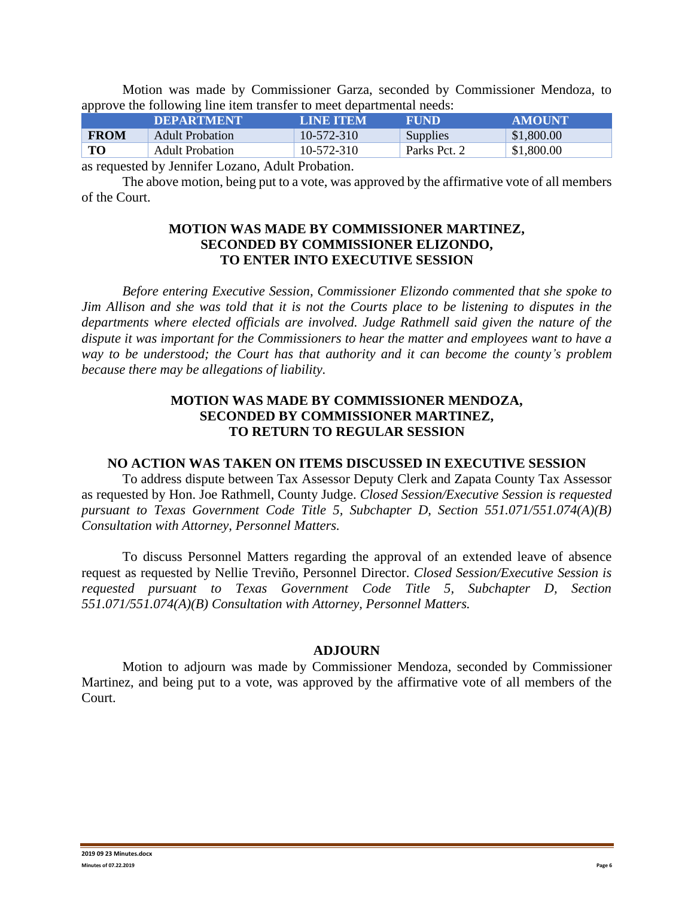Motion was made by Commissioner Garza, seconded by Commissioner Mendoza, to approve the following line item transfer to meet departmental needs:

| | DEPARTMENT | LINE ITEM | FUND | AMOUNT |
|---|---|---|---|---|
| **FROM** | Adult Probation | 10-572-310 | Supplies | $1,800.00 |
| **TO** | Adult Probation | 10-572-310 | Parks Pct. 2 | $1,800.00 |

as requested by Jennifer Lozano, Adult Probation.

The above motion, being put to a vote, was approved by the affirmative vote of all members of the Court.

**MOTION WAS MADE BY COMMISSIONER MARTINEZ, SECONDED BY COMMISSIONER ELIZONDO, TO ENTER INTO EXECUTIVE SESSION**

*Before entering Executive Session, Commissioner Elizondo commented that she spoke to Jim Allison and she was told that it is not the Courts place to be listening to disputes in the departments where elected officials are involved. Judge Rathmell said given the nature of the dispute it was important for the Commissioners to hear the matter and employees want to have a way to be understood; the Court has that authority and it can become the county's problem because there may be allegations of liability.*

**MOTION WAS MADE BY COMMISSIONER MENDOZA, SECONDED BY COMMISSIONER MARTINEZ, TO RETURN TO REGULAR SESSION**

**NO ACTION WAS TAKEN ON ITEMS DISCUSSED IN EXECUTIVE SESSION**

To address dispute between Tax Assessor Deputy Clerk and Zapata County Tax Assessor as requested by Hon. Joe Rathmell, County Judge. *Closed Session/Executive Session is requested pursuant to Texas Government Code Title 5, Subchapter D, Section 551.071/551.074(A)(B) Consultation with Attorney, Personnel Matters.*

To discuss Personnel Matters regarding the approval of an extended leave of absence request as requested by Nellie Treviño, Personnel Director. *Closed Session/Executive Session is requested pursuant to Texas Government Code Title 5, Subchapter D, Section 551.071/551.074(A)(B) Consultation with Attorney, Personnel Matters.*

**ADJOURN**

Motion to adjourn was made by Commissioner Mendoza, seconded by Commissioner Martinez, and being put to a vote, was approved by the affirmative vote of all members of the Court.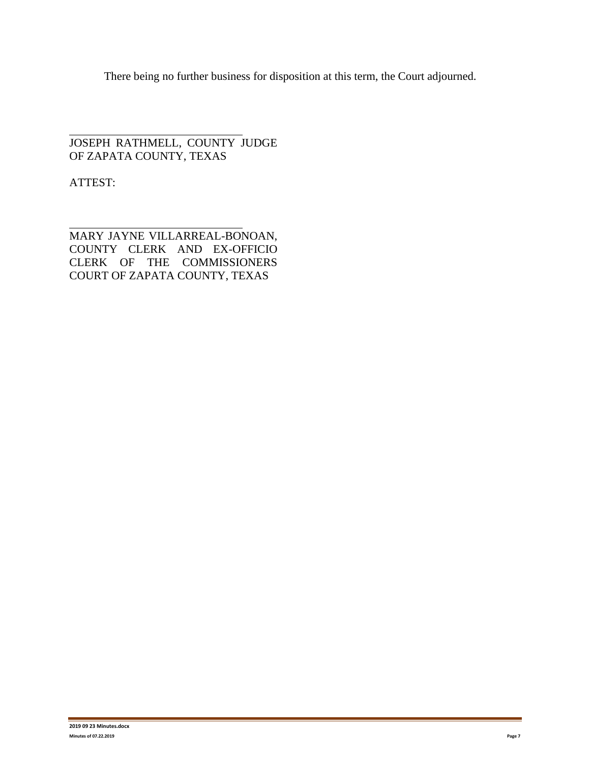There being no further business for disposition at this term, the Court adjourned.

\_\_\_\_\_\_\_\_\_\_\_\_\_\_\_\_\_\_\_\_\_\_\_\_\_\_\_\_\_\_\_\_

JOSEPH RATHMELL, COUNTY JUDGE OF ZAPATA COUNTY, TEXAS

ATTEST:

\_\_\_\_\_\_\_\_\_\_\_\_\_\_\_\_\_\_\_\_\_\_\_\_\_\_\_\_\_\_\_\_

MARY JAYNE VILLARREAL-BONOAN, COUNTY CLERK AND EX-OFFICIO CLERK OF THE COMMISSIONERS COURT OF ZAPATA COUNTY, TEXAS